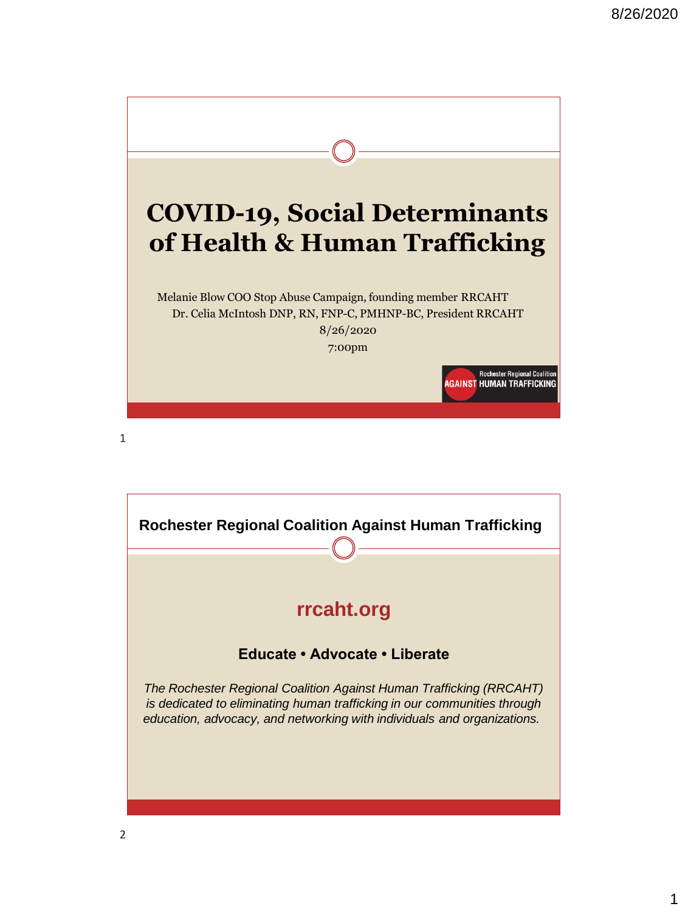# COVID-19, Social Determinants of Health & Human Trafficking

Melanie Blow COO Stop Abuse Campaign, founding member RRCAHT

Dr. Celia McIntosh DNP, RN, FNP-C, PMHNP-BC, President RRCAHT

8/26/2020

7:00pm

Rochester Regional Coalition AGAINST HUMAN TRAFFICKING

---

## Rochester Regional Coalition Against Human Trafficking

**rrcaht.org**

**Educate • Advocate • Liberate**

*The Rochester Regional Coalition Against Human Trafficking (RRCAHT) is dedicated to eliminating human trafficking in our communities through education, advocacy, and networking with individuals and organizations.*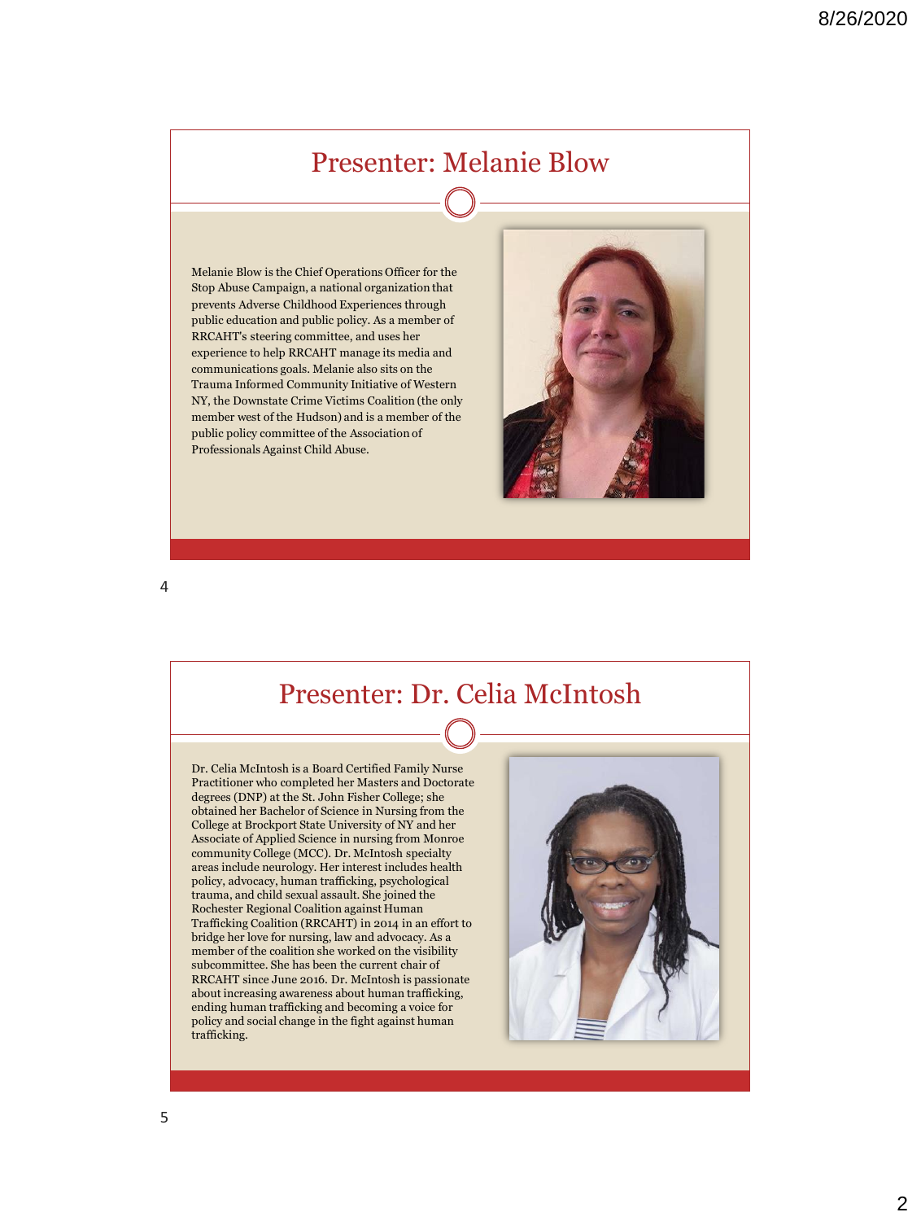## Presenter: Melanie Blow

Melanie Blow is the Chief Operations Officer for the Stop Abuse Campaign, a national organization that prevents Adverse Childhood Experiences through public education and public policy. As a member of RRCAHT's steering committee, and uses her experience to help RRCAHT manage its media and communications goals. Melanie also sits on the Trauma Informed Community Initiative of Western NY, the Downstate Crime Victims Coalition (the only member west of the Hudson) and is a member of the public policy committee of the Association of Professionals Against Child Abuse.

## Presenter: Dr. Celia McIntosh

Dr. Celia McIntosh is a Board Certified Family Nurse Practitioner who completed her Masters and Doctorate degrees (DNP) at the St. John Fisher College; she obtained her Bachelor of Science in Nursing from the College at Brockport State University of NY and her Associate of Applied Science in nursing from Monroe community College (MCC). Dr. McIntosh specialty areas include neurology. Her interest includes health policy, advocacy, human trafficking, psychological trauma, and child sexual assault. She joined the Rochester Regional Coalition against Human Trafficking Coalition (RRCAHT) in 2014 in an effort to bridge her love for nursing, law and advocacy. As a member of the coalition she worked on the visibility subcommittee. She has been the current chair of RRCAHT since June 2016. Dr. McIntosh is passionate about increasing awareness about human trafficking, ending human trafficking and becoming a voice for policy and social change in the fight against human trafficking.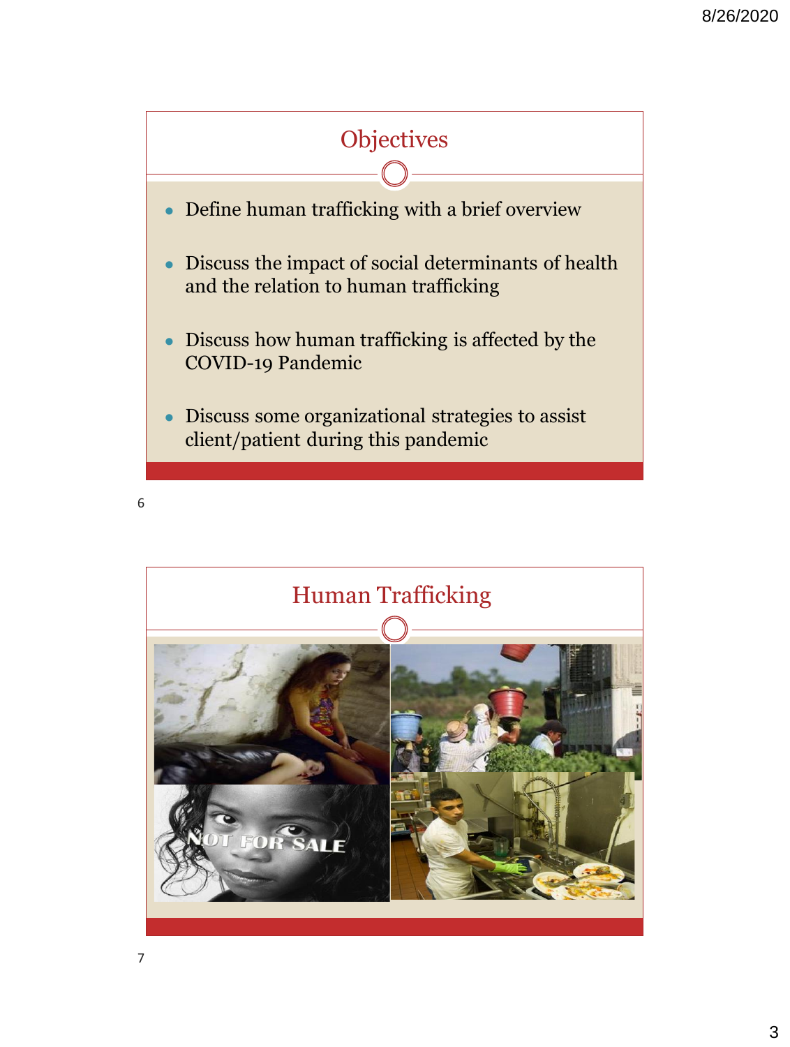## Objectives

- Define human trafficking with a brief overview
- Discuss the impact of social determinants of health and the relation to human trafficking
- Discuss how human trafficking is affected by the COVID-19 Pandemic
- Discuss some organizational strategies to assist client/patient during this pandemic

## Human Trafficking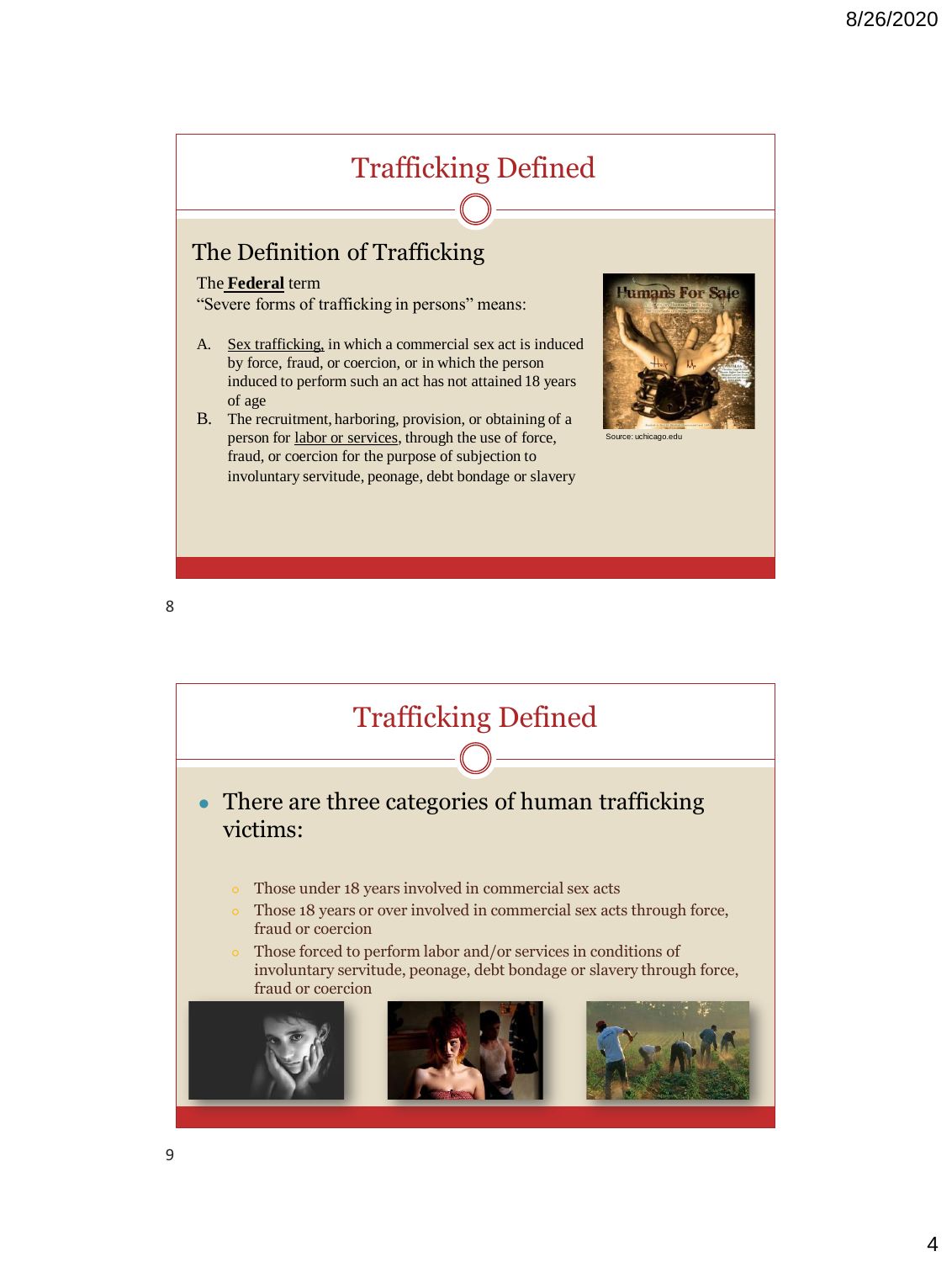# Trafficking Defined

## The Definition of Trafficking

The **Federal** term
"Severe forms of trafficking in persons" means:

A. Sex trafficking, in which a commercial sex act is induced by force, fraud, or coercion, or in which the person induced to perform such an act has not attained 18 years of age

B. The recruitment, harboring, provision, or obtaining of a person for labor or services, through the use of force, fraud, or coercion for the purpose of subjection to involuntary servitude, peonage, debt bondage or slavery

Source: uchicago.edu

# Trafficking Defined

- There are three categories of human trafficking victims:
  - Those under 18 years involved in commercial sex acts
  - Those 18 years or over involved in commercial sex acts through force, fraud or coercion
  - Those forced to perform labor and/or services in conditions of involuntary servitude, peonage, debt bondage or slavery through force, fraud or coercion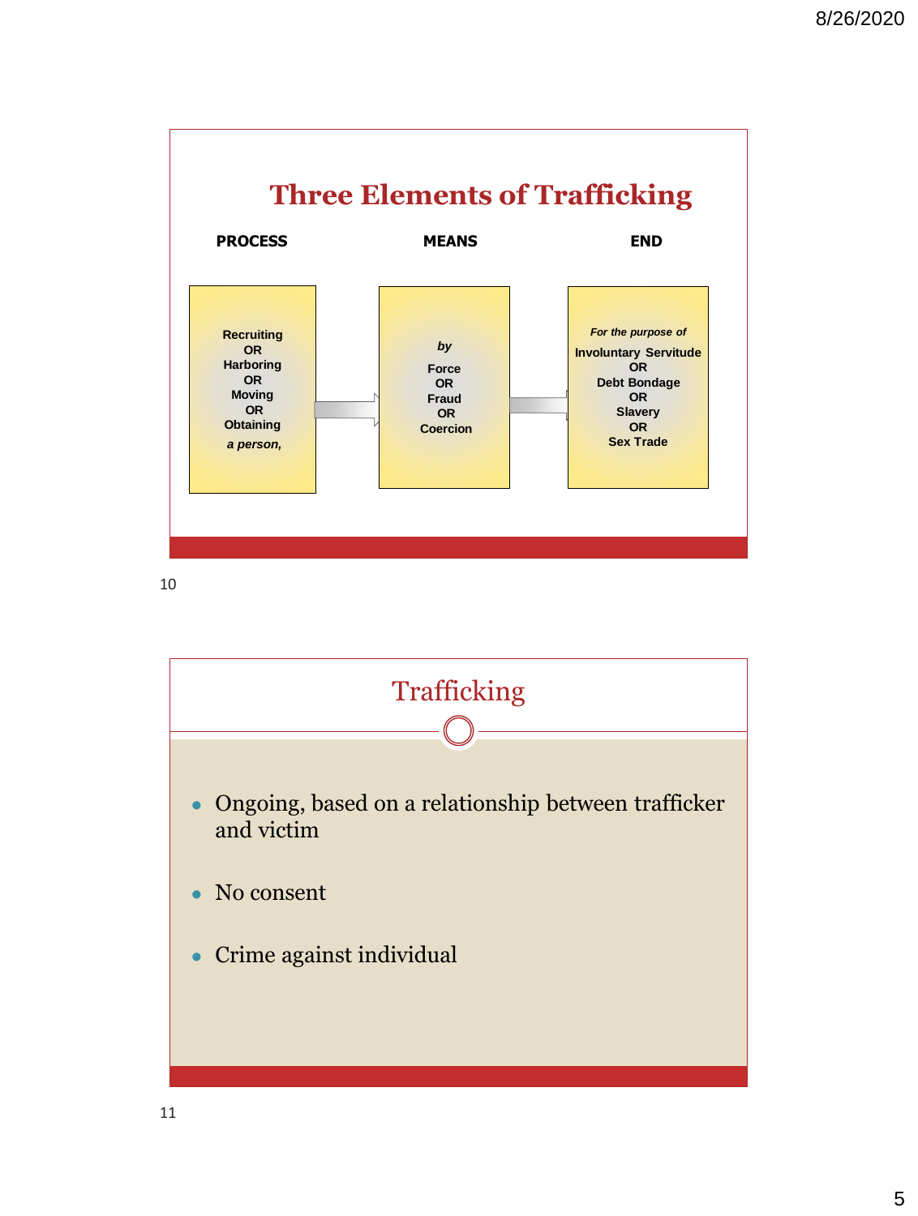## Three Elements of Trafficking

| PROCESS | MEANS | END |
|---|---|---|
| Recruiting OR Harboring OR Moving OR Obtaining *a person,* | *by* Force OR Fraud OR Coercion | *For the purpose of* Involuntary Servitude OR Debt Bondage OR Slavery OR Sex Trade |

## Trafficking

- Ongoing, based on a relationship between trafficker and victim
- No consent
- Crime against individual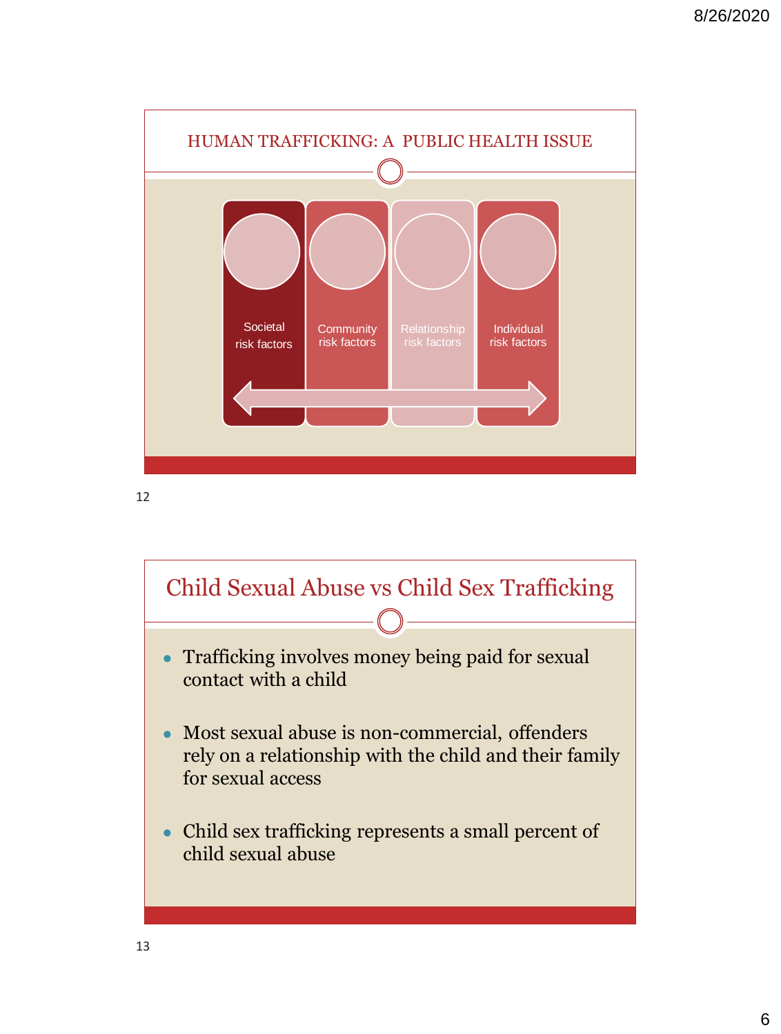## HUMAN TRAFFICKING: A PUBLIC HEALTH ISSUE

- Societal risk factors
- Community risk factors
- Relationship risk factors
- Individual risk factors

## Child Sexual Abuse vs Child Sex Trafficking

- Trafficking involves money being paid for sexual contact with a child
- Most sexual abuse is non-commercial, offenders rely on a relationship with the child and their family for sexual access
- Child sex trafficking represents a small percent of child sexual abuse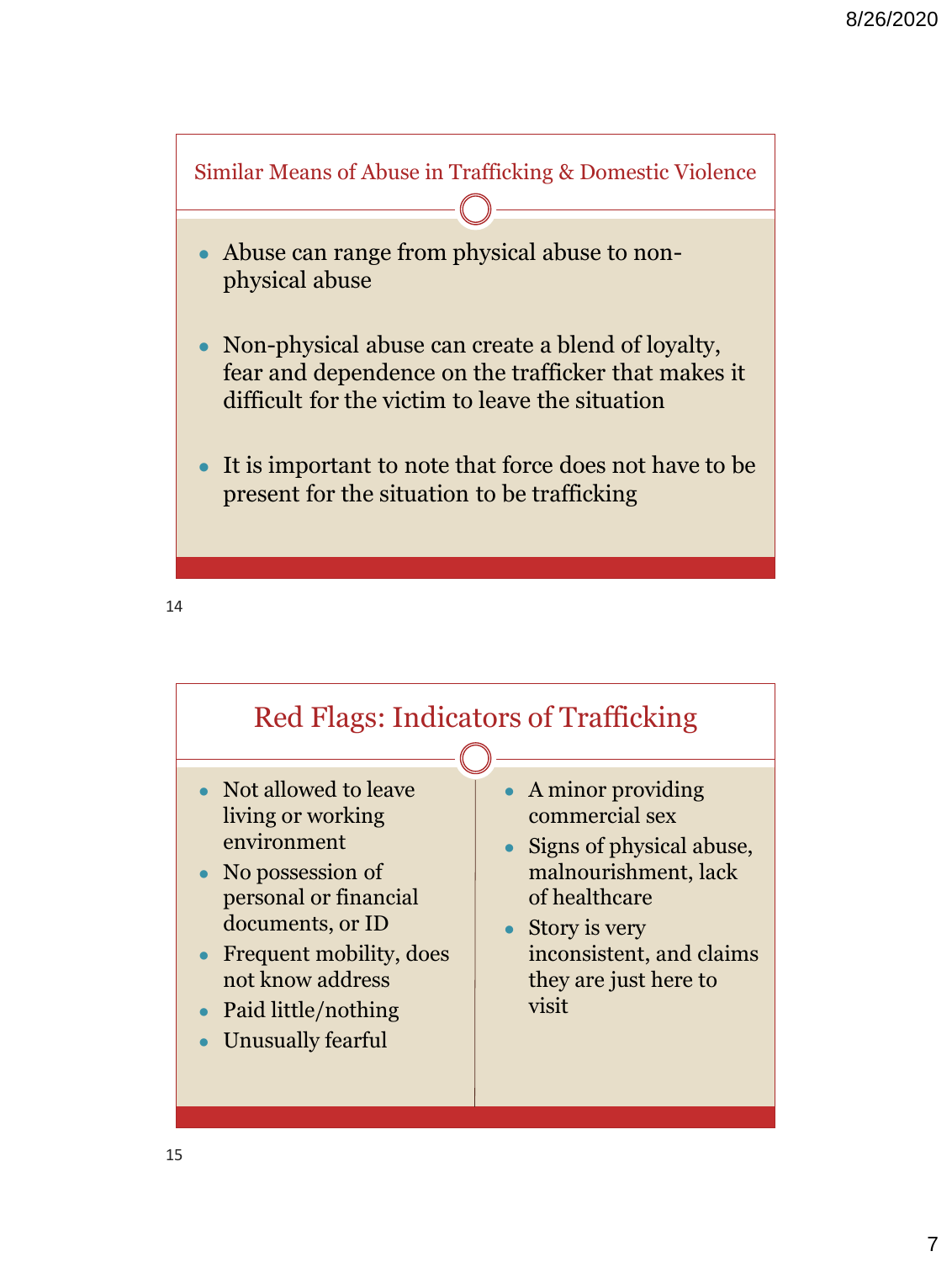## Similar Means of Abuse in Trafficking & Domestic Violence

- Abuse can range from physical abuse to non-physical abuse
- Non-physical abuse can create a blend of loyalty, fear and dependence on the trafficker that makes it difficult for the victim to leave the situation
- It is important to note that force does not have to be present for the situation to be trafficking

## Red Flags: Indicators of Trafficking

- Not allowed to leave living or working environment
- No possession of personal or financial documents, or ID
- Frequent mobility, does not know address
- Paid little/nothing
- Unusually fearful
- A minor providing commercial sex
- Signs of physical abuse, malnourishment, lack of healthcare
- Story is very inconsistent, and claims they are just here to visit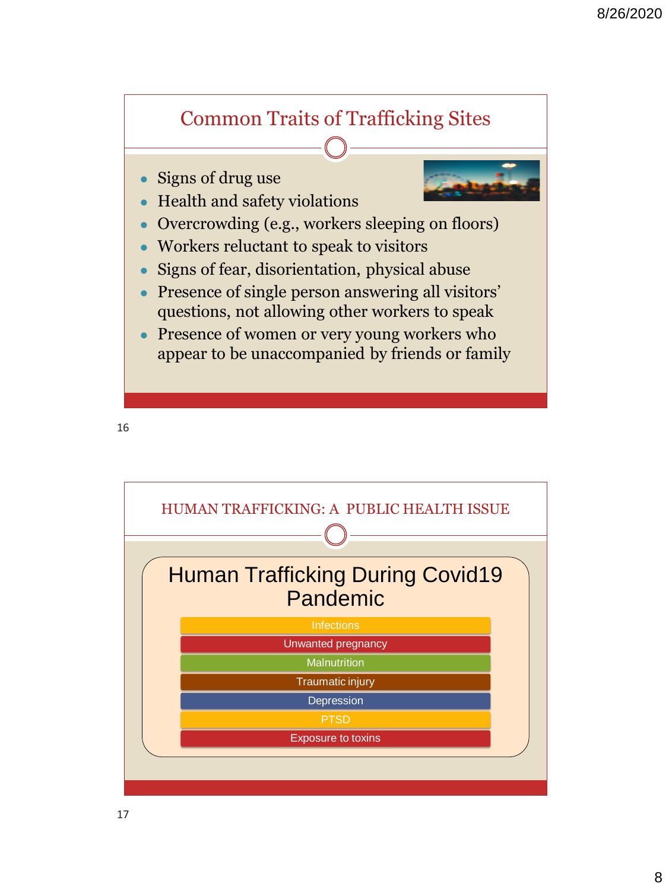## Common Traits of Trafficking Sites

- Signs of drug use
- Health and safety violations
- Overcrowding (e.g., workers sleeping on floors)
- Workers reluctant to speak to visitors
- Signs of fear, disorientation, physical abuse
- Presence of single person answering all visitors' questions, not allowing other workers to speak
- Presence of women or very young workers who appear to be unaccompanied by friends or family

## HUMAN TRAFFICKING: A PUBLIC HEALTH ISSUE

### Human Trafficking During Covid19 Pandemic

- Infections
- Unwanted pregnancy
- Malnutrition
- Traumatic injury
- Depression
- PTSD
- Exposure to toxins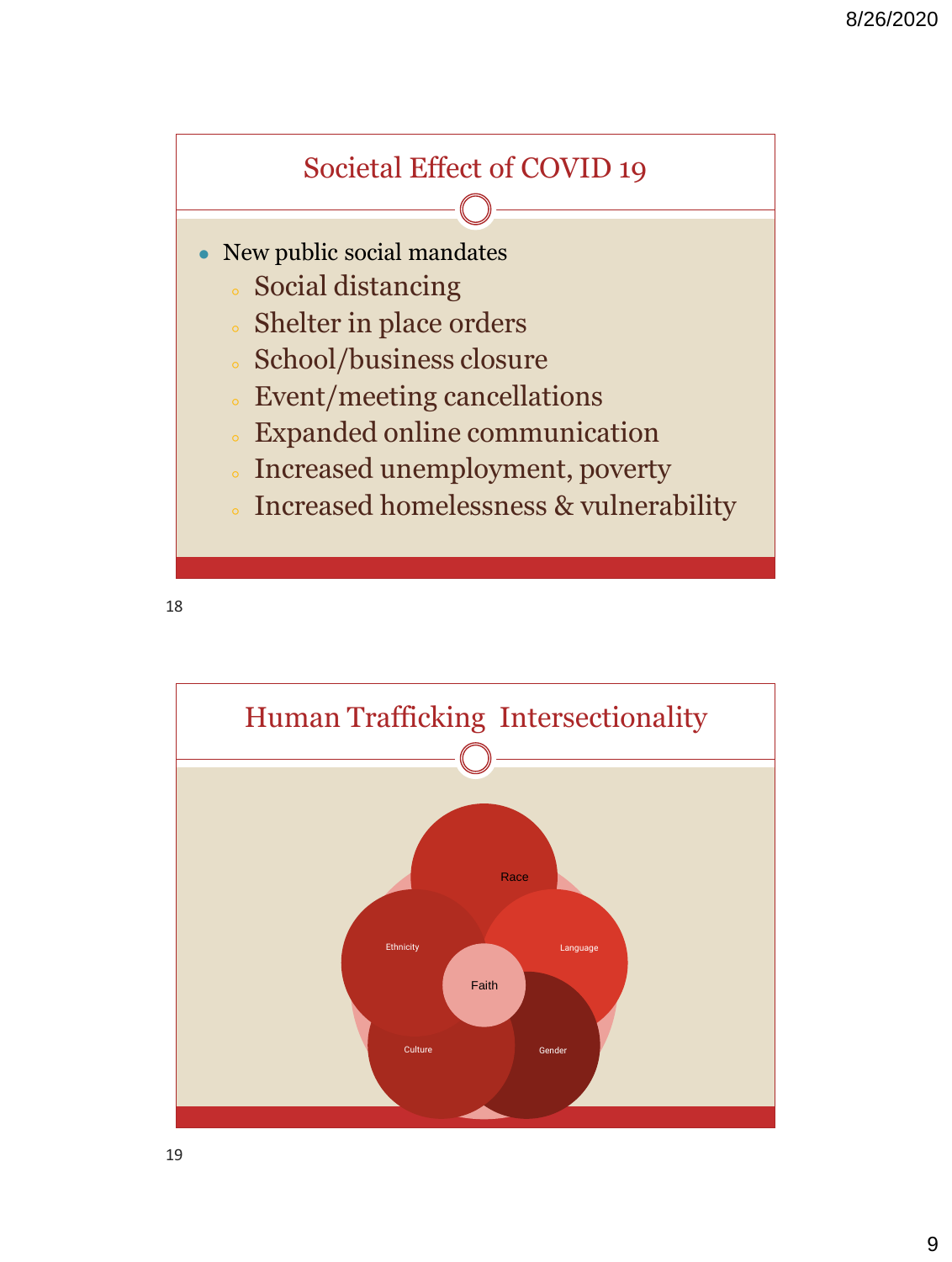## Societal Effect of COVID 19

- New public social mandates
  - Social distancing
  - Shelter in place orders
  - School/business closure
  - Event/meeting cancellations
  - Expanded online communication
  - Increased unemployment, poverty
  - Increased homelessness & vulnerability

## Human Trafficking Intersectionality

Race

Ethnicity

Language

Faith

Culture

Gender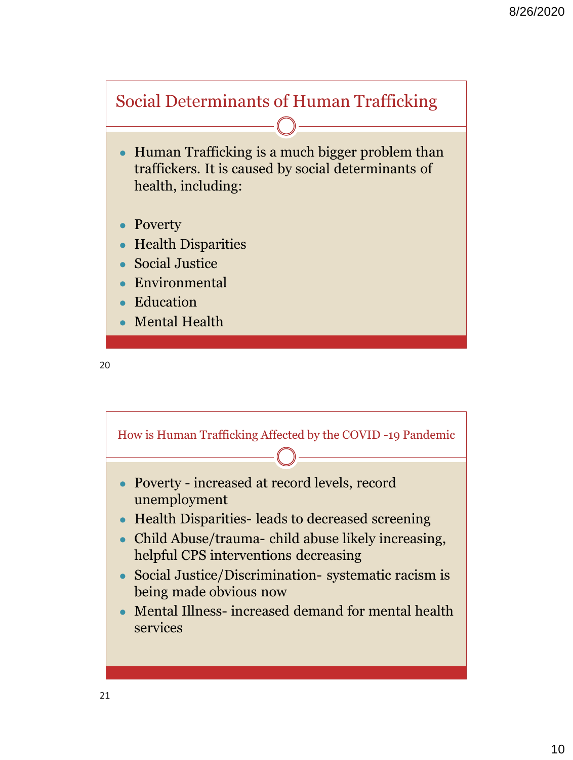## Social Determinants of Human Trafficking

- Human Trafficking is a much bigger problem than traffickers. It is caused by social determinants of health, including:

- Poverty
- Health Disparities
- Social Justice
- Environmental
- Education
- Mental Health

## How is Human Trafficking Affected by the COVID -19 Pandemic

- Poverty - increased at record levels, record unemployment
- Health Disparities- leads to decreased screening
- Child Abuse/trauma- child abuse likely increasing, helpful CPS interventions decreasing
- Social Justice/Discrimination- systematic racism is being made obvious now
- Mental Illness- increased demand for mental health services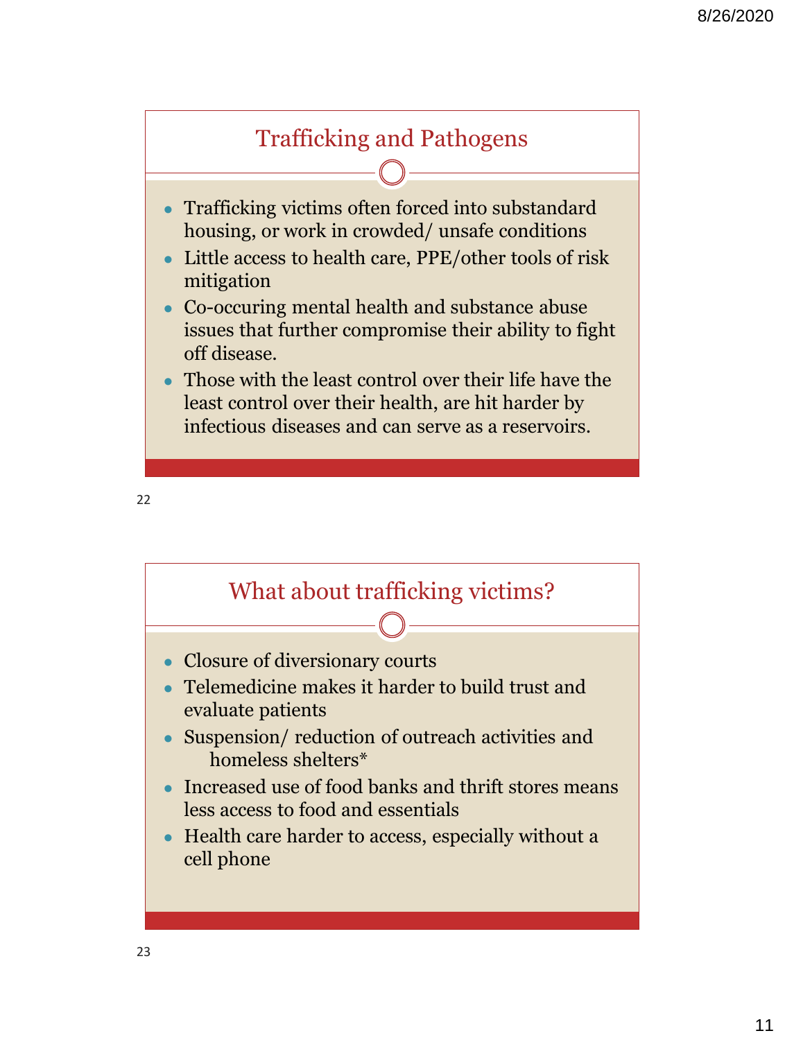## Trafficking and Pathogens

- Trafficking victims often forced into substandard housing, or work in crowded/ unsafe conditions
- Little access to health care, PPE/other tools of risk mitigation
- Co-occuring mental health and substance abuse issues that further compromise their ability to fight off disease.
- Those with the least control over their life have the least control over their health, are hit harder by infectious diseases and can serve as a reservoirs.

## What about trafficking victims?

- Closure of diversionary courts
- Telemedicine makes it harder to build trust and evaluate patients
- Suspension/ reduction of outreach activities and homeless shelters*
- Increased use of food banks and thrift stores means less access to food and essentials
- Health care harder to access, especially without a cell phone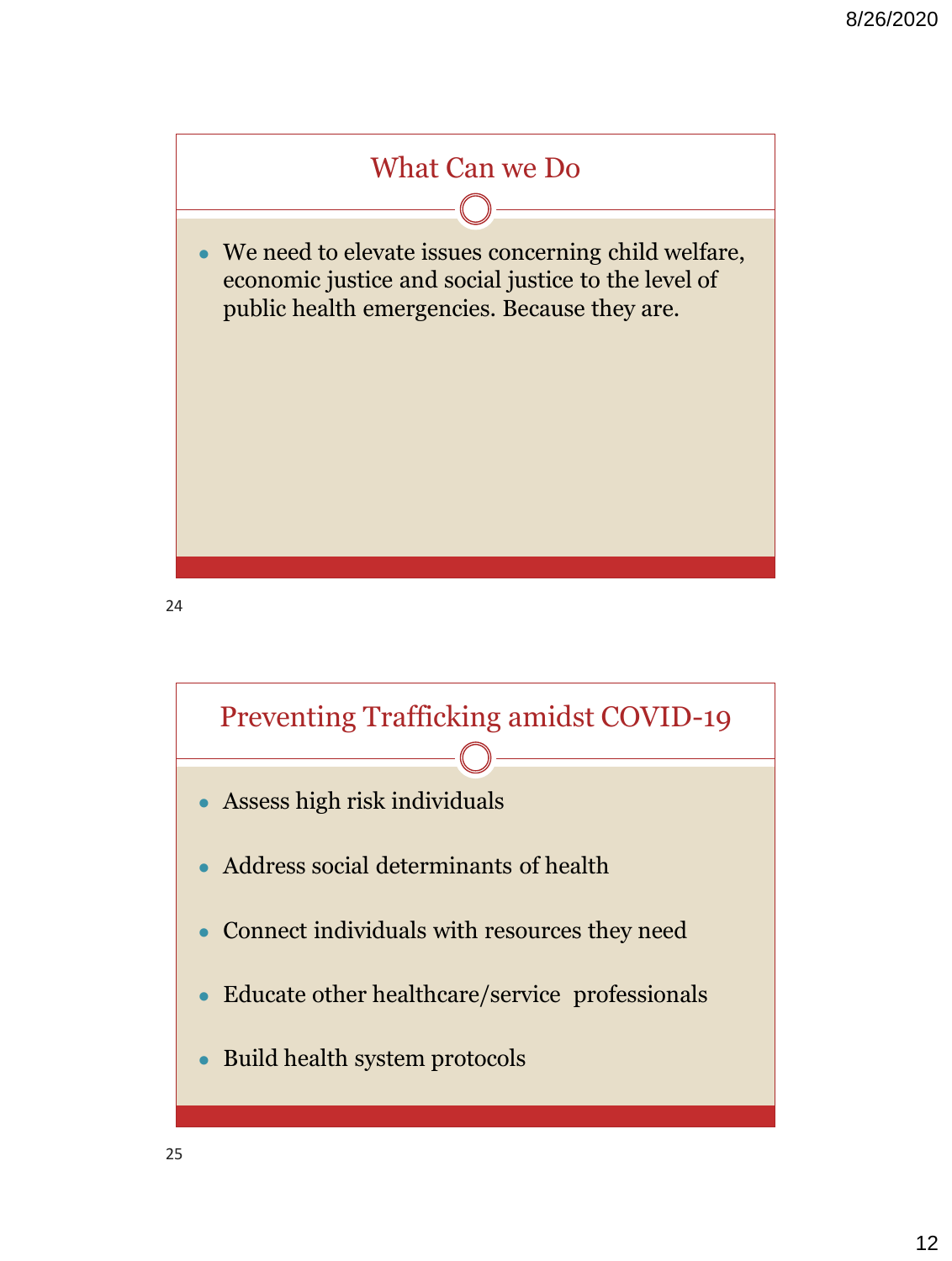## What Can we Do

- We need to elevate issues concerning child welfare, economic justice and social justice to the level of public health emergencies. Because they are.

## Preventing Trafficking amidst COVID-19

- Assess high risk individuals
- Address social determinants of health
- Connect individuals with resources they need
- Educate other healthcare/service professionals
- Build health system protocols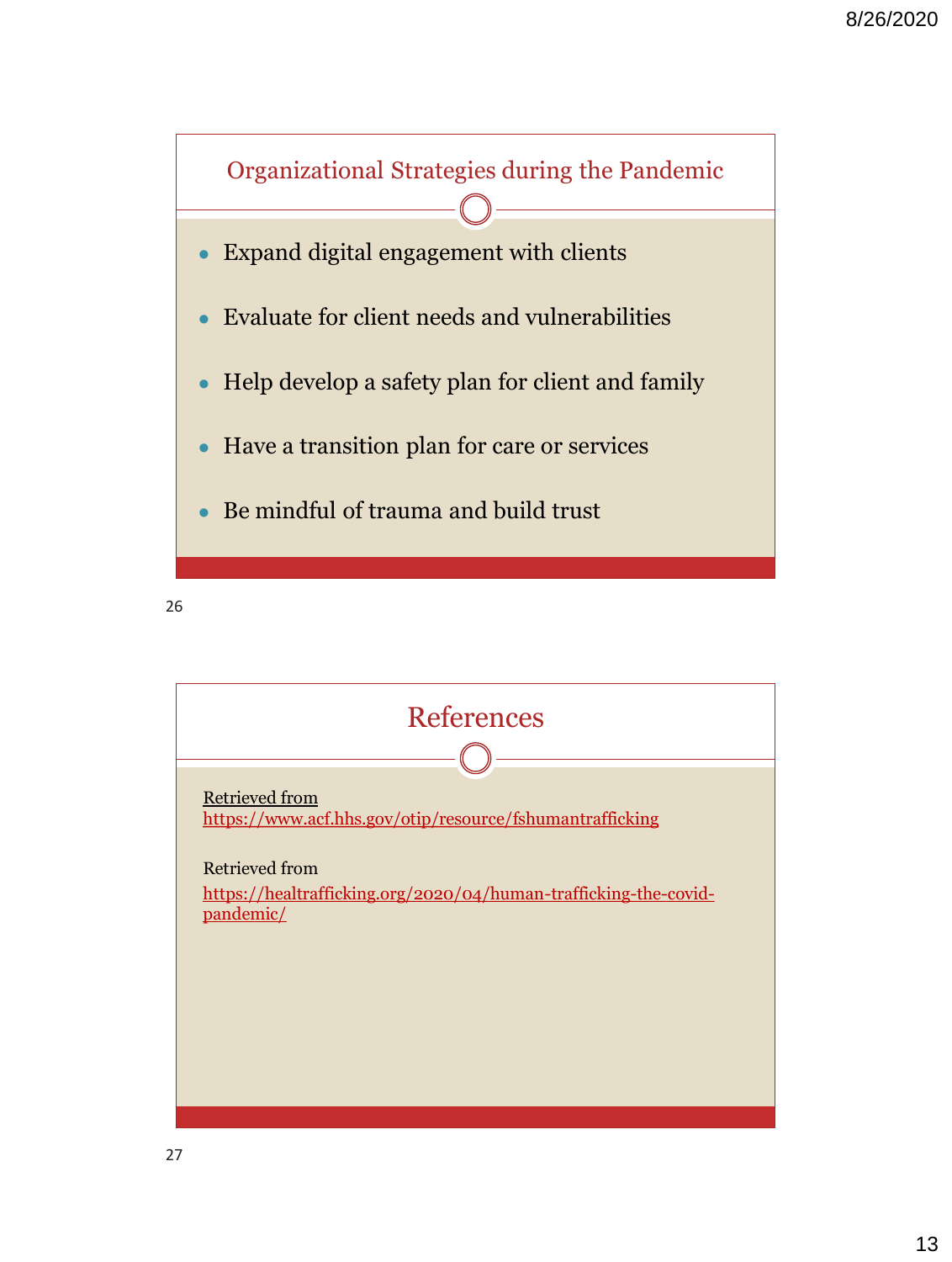## Organizational Strategies during the Pandemic

- Expand digital engagement with clients
- Evaluate for client needs and vulnerabilities
- Help develop a safety plan for client and family
- Have a transition plan for care or services
- Be mindful of trauma and build trust

## References

Retrieved from
https://www.acf.hhs.gov/otip/resource/fshumantrafficking

Retrieved from
https://healtrafficking.org/2020/04/human-trafficking-the-covid-pandemic/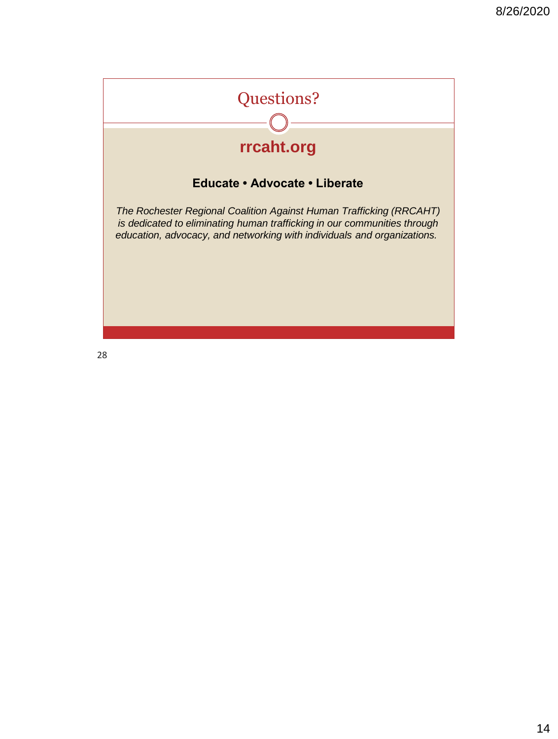# Questions?

## rrcaht.org

**Educate • Advocate • Liberate**

*The Rochester Regional Coalition Against Human Trafficking (RRCAHT) is dedicated to eliminating human trafficking in our communities through education, advocacy, and networking with individuals and organizations.*